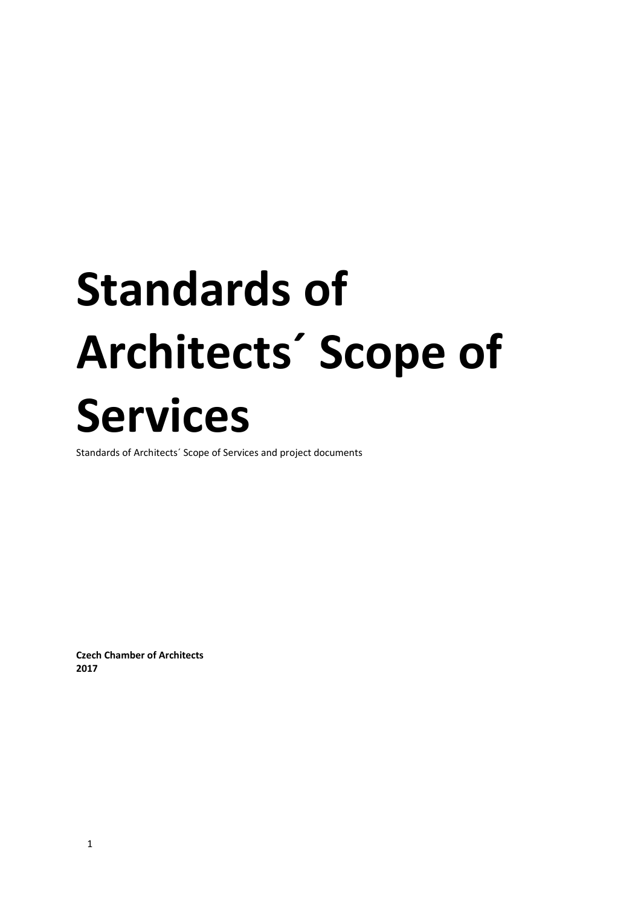# Standards of Architects´ Scope of Services

Standards of Architects´ Scope of Services and project documents

**Czech Chamber of Architects**
**2017**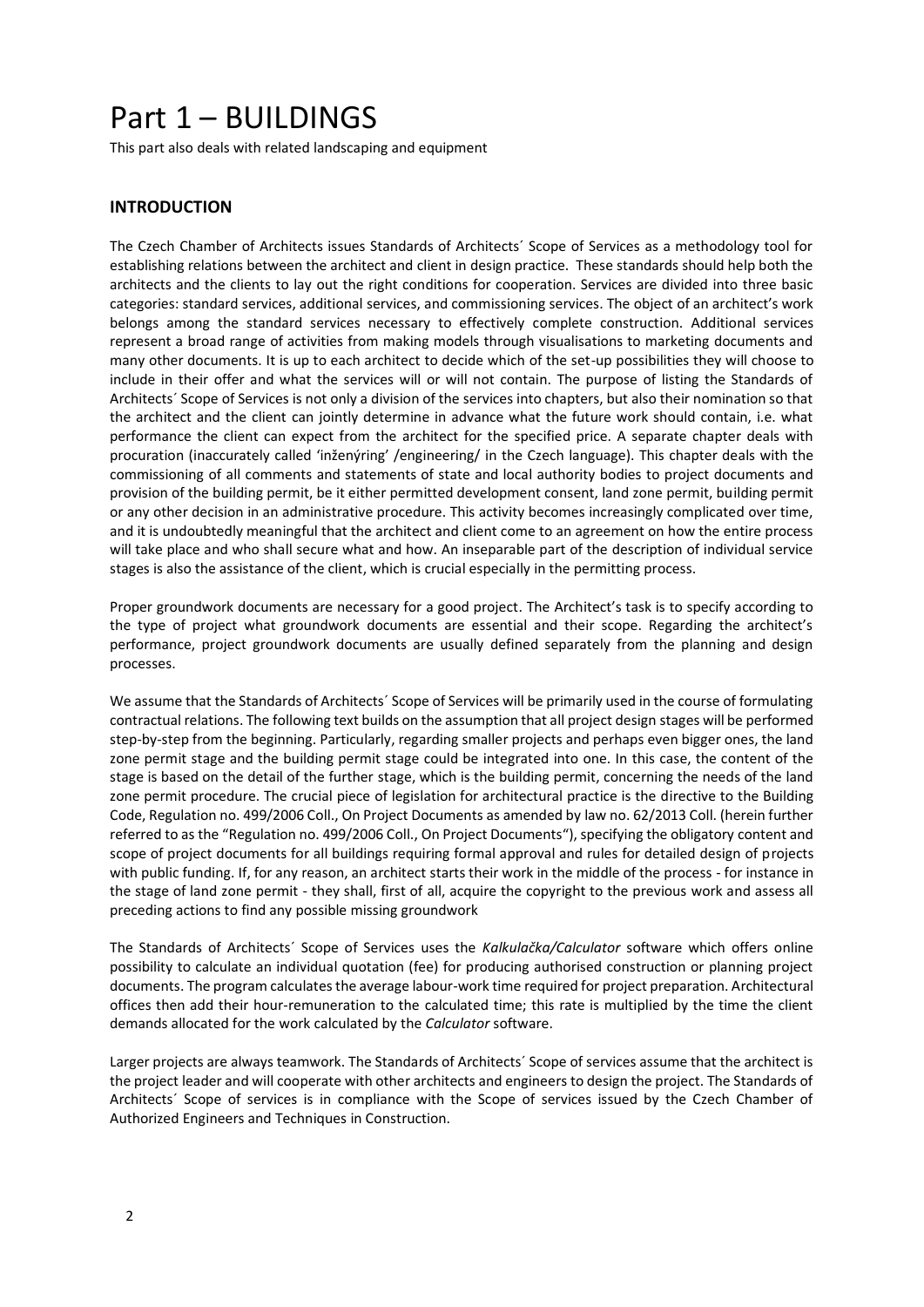# Part 1 – BUILDINGS

This part also deals with related landscaping and equipment

## INTRODUCTION

The Czech Chamber of Architects issues Standards of Architects´ Scope of Services as a methodology tool for establishing relations between the architect and client in design practice. These standards should help both the architects and the clients to lay out the right conditions for cooperation. Services are divided into three basic categories: standard services, additional services, and commissioning services. The object of an architect's work belongs among the standard services necessary to effectively complete construction. Additional services represent a broad range of activities from making models through visualisations to marketing documents and many other documents. It is up to each architect to decide which of the set-up possibilities they will choose to include in their offer and what the services will or will not contain. The purpose of listing the Standards of Architects´ Scope of Services is not only a division of the services into chapters, but also their nomination so that the architect and the client can jointly determine in advance what the future work should contain, i.e. what performance the client can expect from the architect for the specified price. A separate chapter deals with procuration (inaccurately called 'inženýring' /engineering/ in the Czech language). This chapter deals with the commissioning of all comments and statements of state and local authority bodies to project documents and provision of the building permit, be it either permitted development consent, land zone permit, building permit or any other decision in an administrative procedure. This activity becomes increasingly complicated over time, and it is undoubtedly meaningful that the architect and client come to an agreement on how the entire process will take place and who shall secure what and how. An inseparable part of the description of individual service stages is also the assistance of the client, which is crucial especially in the permitting process.

Proper groundwork documents are necessary for a good project. The Architect's task is to specify according to the type of project what groundwork documents are essential and their scope. Regarding the architect's performance, project groundwork documents are usually defined separately from the planning and design processes.

We assume that the Standards of Architects´ Scope of Services will be primarily used in the course of formulating contractual relations. The following text builds on the assumption that all project design stages will be performed step-by-step from the beginning. Particularly, regarding smaller projects and perhaps even bigger ones, the land zone permit stage and the building permit stage could be integrated into one. In this case, the content of the stage is based on the detail of the further stage, which is the building permit, concerning the needs of the land zone permit procedure. The crucial piece of legislation for architectural practice is the directive to the Building Code, Regulation no. 499/2006 Coll., On Project Documents as amended by law no. 62/2013 Coll. (herein further referred to as the "Regulation no. 499/2006 Coll., On Project Documents"), specifying the obligatory content and scope of project documents for all buildings requiring formal approval and rules for detailed design of projects with public funding. If, for any reason, an architect starts their work in the middle of the process - for instance in the stage of land zone permit - they shall, first of all, acquire the copyright to the previous work and assess all preceding actions to find any possible missing groundwork

The Standards of Architects´ Scope of Services uses the *Kalkulačka/Calculator* software which offers online possibility to calculate an individual quotation (fee) for producing authorised construction or planning project documents. The program calculates the average labour-work time required for project preparation. Architectural offices then add their hour-remuneration to the calculated time; this rate is multiplied by the time the client demands allocated for the work calculated by the *Calculator* software.

Larger projects are always teamwork. The Standards of Architects´ Scope of services assume that the architect is the project leader and will cooperate with other architects and engineers to design the project. The Standards of Architects´ Scope of services is in compliance with the Scope of services issued by the Czech Chamber of Authorized Engineers and Techniques in Construction.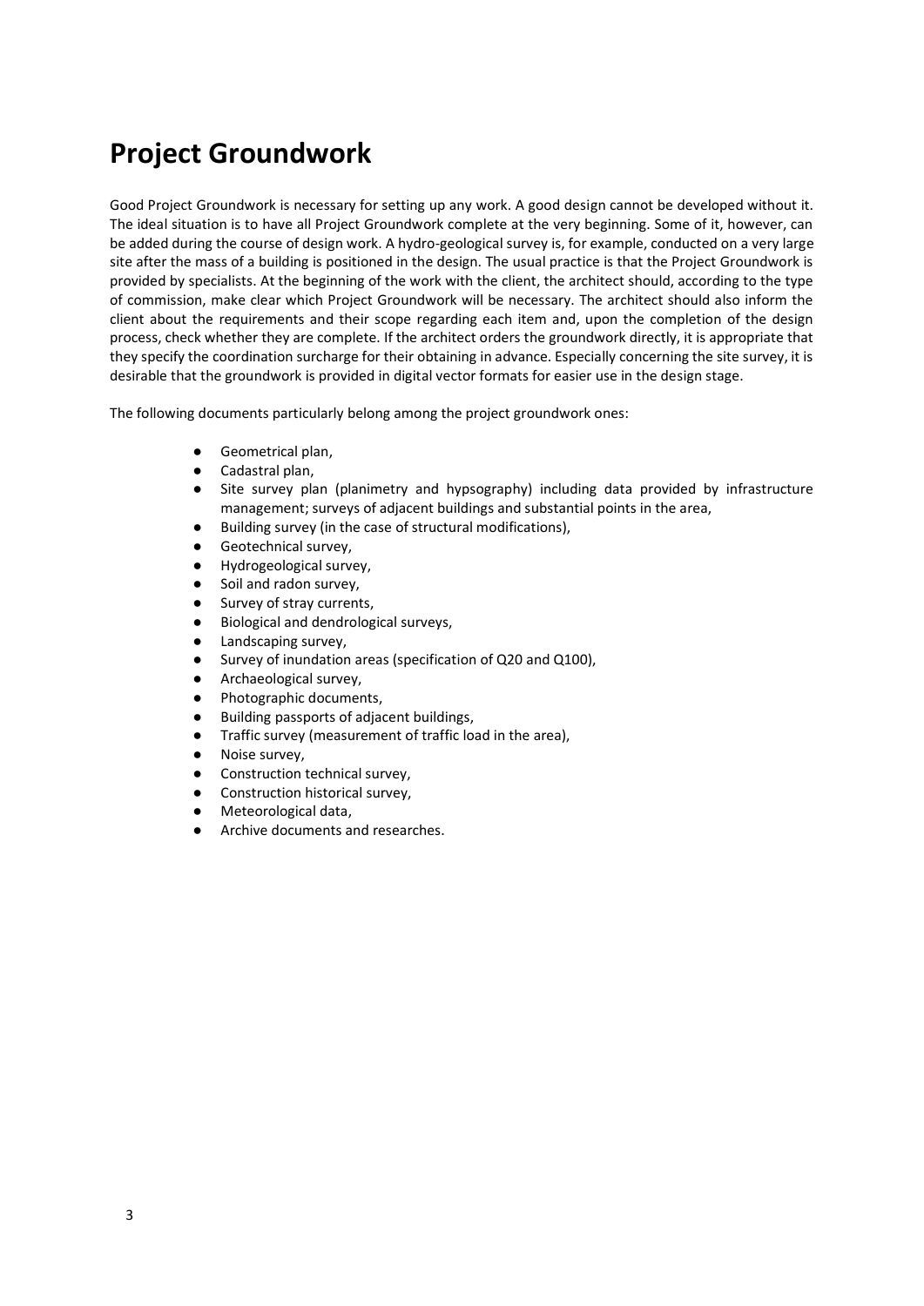# Project Groundwork

Good Project Groundwork is necessary for setting up any work. A good design cannot be developed without it. The ideal situation is to have all Project Groundwork complete at the very beginning. Some of it, however, can be added during the course of design work. A hydro-geological survey is, for example, conducted on a very large site after the mass of a building is positioned in the design. The usual practice is that the Project Groundwork is provided by specialists. At the beginning of the work with the client, the architect should, according to the type of commission, make clear which Project Groundwork will be necessary. The architect should also inform the client about the requirements and their scope regarding each item and, upon the completion of the design process, check whether they are complete. If the architect orders the groundwork directly, it is appropriate that they specify the coordination surcharge for their obtaining in advance. Especially concerning the site survey, it is desirable that the groundwork is provided in digital vector formats for easier use in the design stage.

The following documents particularly belong among the project groundwork ones:

- Geometrical plan,
- Cadastral plan,
- Site survey plan (planimetry and hypsography) including data provided by infrastructure management; surveys of adjacent buildings and substantial points in the area,
- Building survey (in the case of structural modifications),
- Geotechnical survey,
- Hydrogeological survey,
- Soil and radon survey,
- Survey of stray currents,
- Biological and dendrological surveys,
- Landscaping survey,
- Survey of inundation areas (specification of Q20 and Q100),
- Archaeological survey,
- Photographic documents,
- Building passports of adjacent buildings,
- Traffic survey (measurement of traffic load in the area),
- Noise survey,
- Construction technical survey,
- Construction historical survey,
- Meteorological data,
- Archive documents and researches.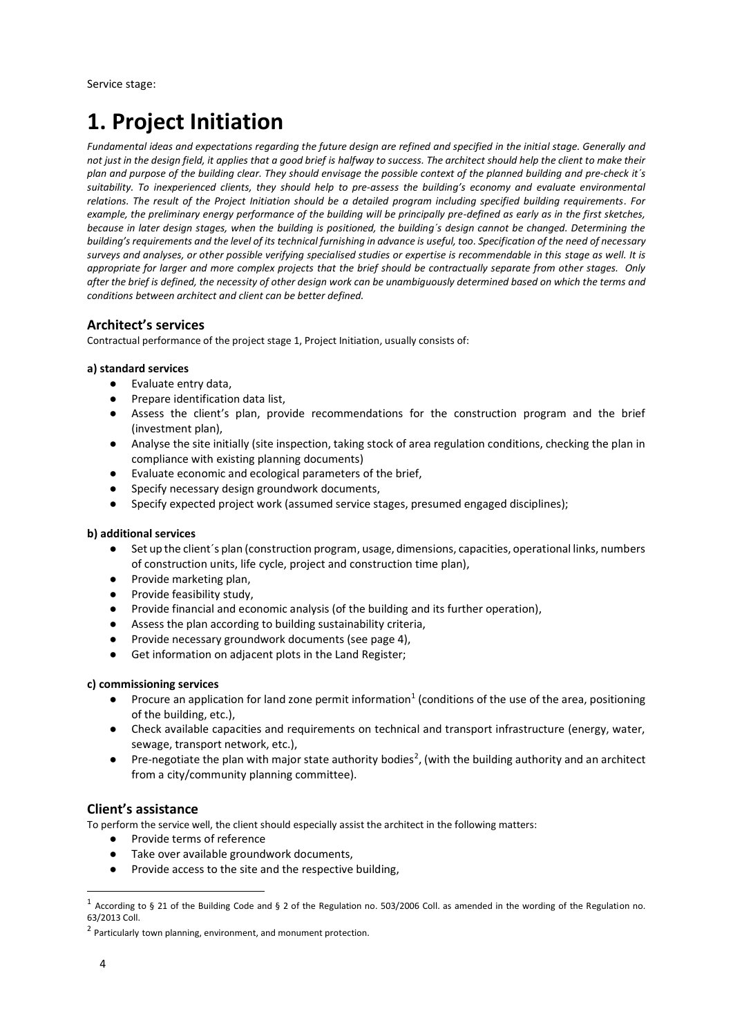Service stage:

# 1. Project Initiation

*Fundamental ideas and expectations regarding the future design are refined and specified in the initial stage. Generally and not just in the design field, it applies that a good brief is halfway to success. The architect should help the client to make their plan and purpose of the building clear. They should envisage the possible context of the planned building and pre-check it´s suitability. To inexperienced clients, they should help to pre-assess the building's economy and evaluate environmental relations. The result of the Project Initiation should be a detailed program including specified building requirements. For example, the preliminary energy performance of the building will be principally pre-defined as early as in the first sketches, because in later design stages, when the building is positioned, the building´s design cannot be changed. Determining the building's requirements and the level of its technical furnishing in advance is useful, too. Specification of the need of necessary surveys and analyses, or other possible verifying specialised studies or expertise is recommendable in this stage as well. It is appropriate for larger and more complex projects that the brief should be contractually separate from other stages. Only after the brief is defined, the necessity of other design work can be unambiguously determined based on which the terms and conditions between architect and client can be better defined.*

## Architect's services

Contractual performance of the project stage 1, Project Initiation, usually consists of:

**a) standard services**

- Evaluate entry data,
- Prepare identification data list,
- Assess the client's plan, provide recommendations for the construction program and the brief (investment plan),
- Analyse the site initially (site inspection, taking stock of area regulation conditions, checking the plan in compliance with existing planning documents)
- Evaluate economic and ecological parameters of the brief,
- Specify necessary design groundwork documents,
- Specify expected project work (assumed service stages, presumed engaged disciplines);

**b) additional services**

- Set up the client´s plan (construction program, usage, dimensions, capacities, operational links, numbers of construction units, life cycle, project and construction time plan),
- Provide marketing plan,
- Provide feasibility study,
- Provide financial and economic analysis (of the building and its further operation),
- Assess the plan according to building sustainability criteria,
- Provide necessary groundwork documents (see page 4),
- Get information on adjacent plots in the Land Register;

**c) commissioning services**

- Procure an application for land zone permit information[1] (conditions of the use of the area, positioning of the building, etc.),
- Check available capacities and requirements on technical and transport infrastructure (energy, water, sewage, transport network, etc.),
- Pre-negotiate the plan with major state authority bodies[2], (with the building authority and an architect from a city/community planning committee).

## Client's assistance

To perform the service well, the client should especially assist the architect in the following matters:

- Provide terms of reference
- Take over available groundwork documents,
- Provide access to the site and the respective building,

---

[1] According to § 21 of the Building Code and § 2 of the Regulation no. 503/2006 Coll. as amended in the wording of the Regulation no. 63/2013 Coll.

[2] Particularly town planning, environment, and monument protection.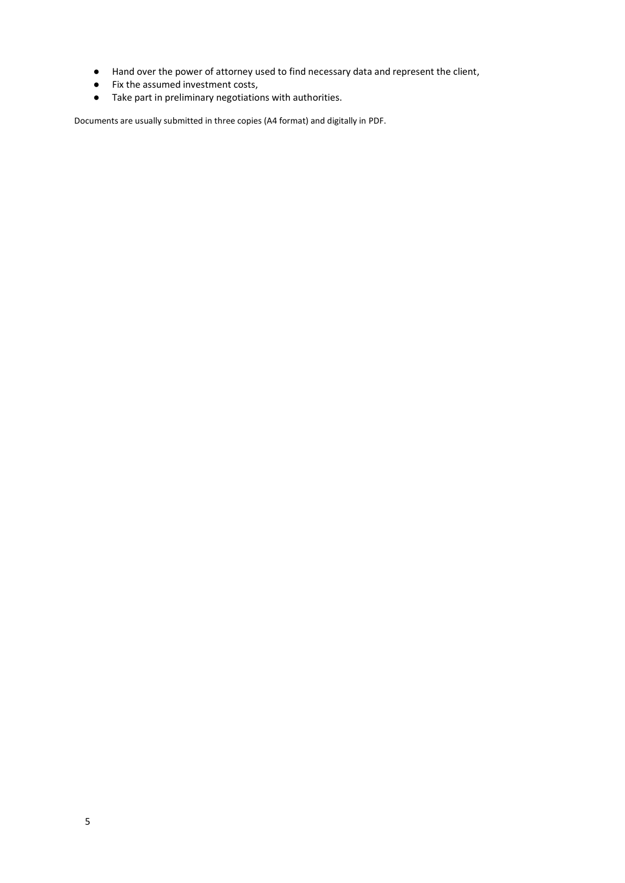- Hand over the power of attorney used to find necessary data and represent the client,
- Fix the assumed investment costs,
- Take part in preliminary negotiations with authorities.

Documents are usually submitted in three copies (A4 format) and digitally in PDF.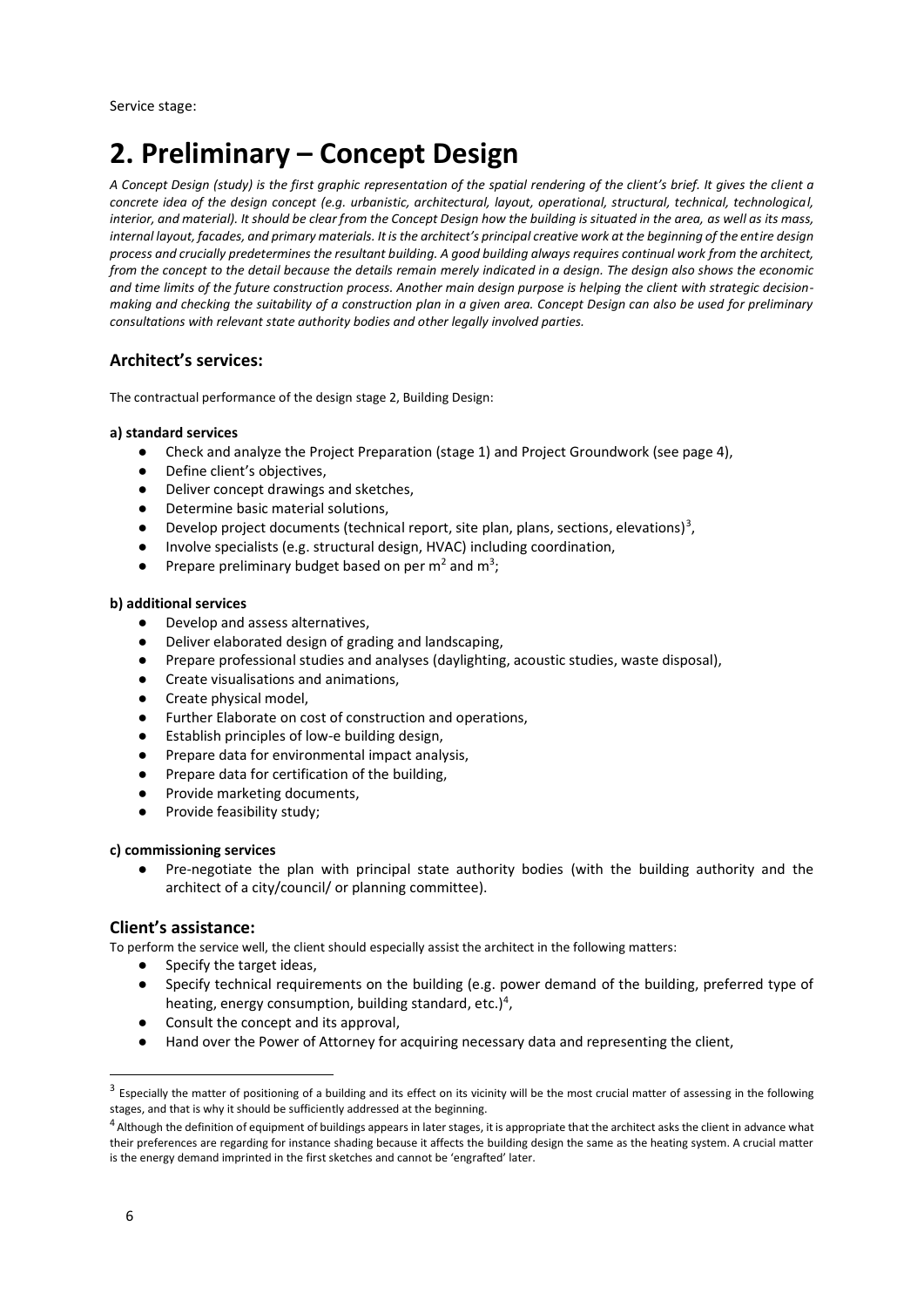Service stage:

# 2. Preliminary – Concept Design

*A Concept Design (study) is the first graphic representation of the spatial rendering of the client's brief. It gives the client a concrete idea of the design concept (e.g. urbanistic, architectural, layout, operational, structural, technical, technological, interior, and material). It should be clear from the Concept Design how the building is situated in the area, as well as its mass, internal layout, facades, and primary materials. It is the architect's principal creative work at the beginning of the entire design process and crucially predetermines the resultant building. A good building always requires continual work from the architect, from the concept to the detail because the details remain merely indicated in a design. The design also shows the economic and time limits of the future construction process. Another main design purpose is helping the client with strategic decision-making and checking the suitability of a construction plan in a given area. Concept Design can also be used for preliminary consultations with relevant state authority bodies and other legally involved parties.*

## Architect's services:

The contractual performance of the design stage 2, Building Design:

**a) standard services**

- Check and analyze the Project Preparation (stage 1) and Project Groundwork (see page 4),
- Define client's objectives,
- Deliver concept drawings and sketches,
- Determine basic material solutions,
- Develop project documents (technical report, site plan, plans, sections, elevations)[3],
- Involve specialists (e.g. structural design, HVAC) including coordination,
- Prepare preliminary budget based on per $m^2$ and $m^3$;

**b) additional services**

- Develop and assess alternatives,
- Deliver elaborated design of grading and landscaping,
- Prepare professional studies and analyses (daylighting, acoustic studies, waste disposal),
- Create visualisations and animations,
- Create physical model,
- Further Elaborate on cost of construction and operations,
- Establish principles of low-e building design,
- Prepare data for environmental impact analysis,
- Prepare data for certification of the building,
- Provide marketing documents,
- Provide feasibility study;

**c) commissioning services**

- Pre-negotiate the plan with principal state authority bodies (with the building authority and the architect of a city/council/ or planning committee).

## Client's assistance:

To perform the service well, the client should especially assist the architect in the following matters:

- Specify the target ideas,
- Specify technical requirements on the building (e.g. power demand of the building, preferred type of heating, energy consumption, building standard, etc.)[4],
- Consult the concept and its approval,
- Hand over the Power of Attorney for acquiring necessary data and representing the client,

---

[3] Especially the matter of positioning of a building and its effect on its vicinity will be the most crucial matter of assessing in the following stages, and that is why it should be sufficiently addressed at the beginning.

[4] Although the definition of equipment of buildings appears in later stages, it is appropriate that the architect asks the client in advance what their preferences are regarding for instance shading because it affects the building design the same as the heating system. A crucial matter is the energy demand imprinted in the first sketches and cannot be 'engrafted' later.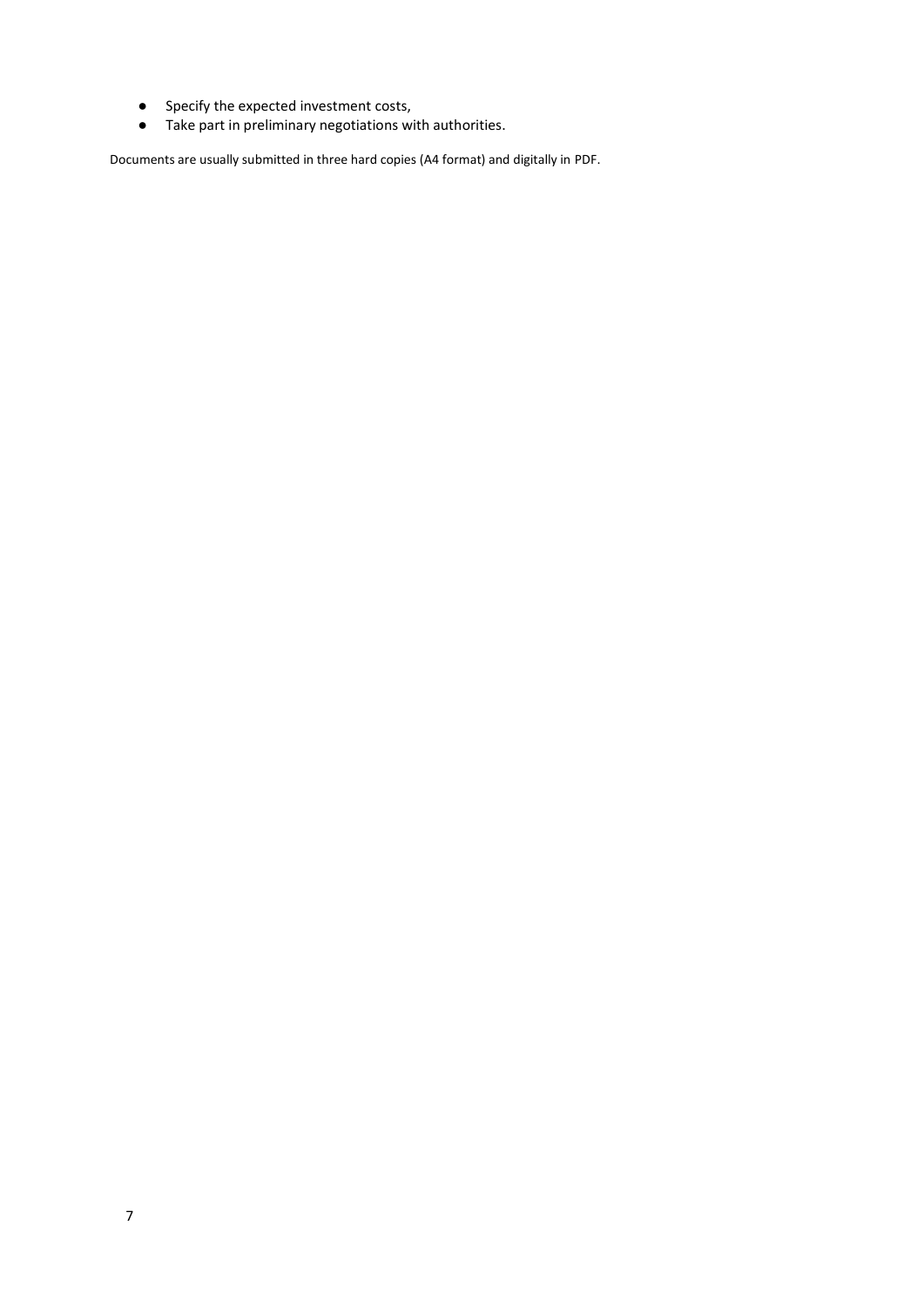- Specify the expected investment costs,
- Take part in preliminary negotiations with authorities.

Documents are usually submitted in three hard copies (A4 format) and digitally in PDF.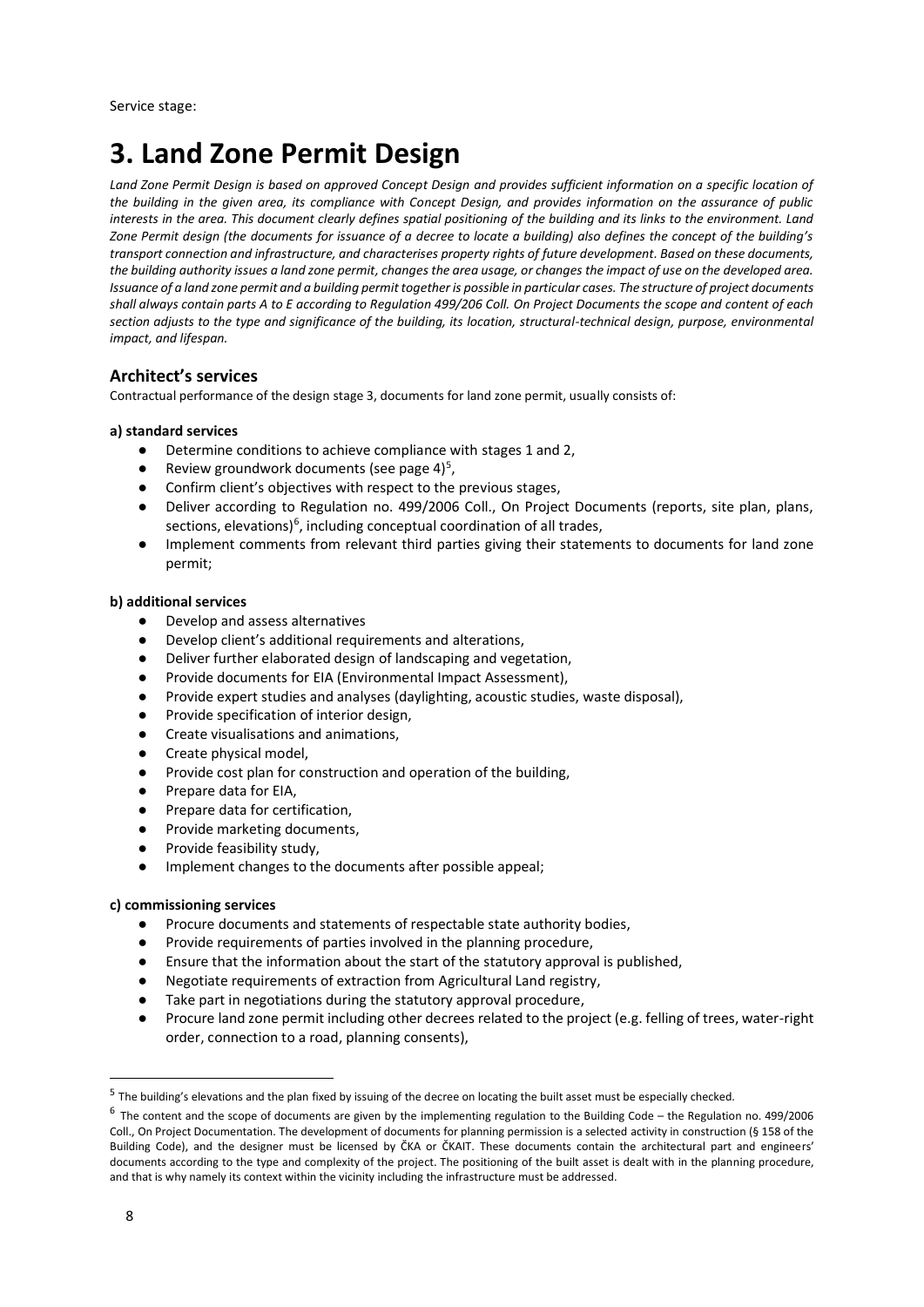Service stage:

# 3. Land Zone Permit Design

*Land Zone Permit Design is based on approved Concept Design and provides sufficient information on a specific location of the building in the given area, its compliance with Concept Design, and provides information on the assurance of public interests in the area. This document clearly defines spatial positioning of the building and its links to the environment. Land Zone Permit design (the documents for issuance of a decree to locate a building) also defines the concept of the building's transport connection and infrastructure, and characterises property rights of future development. Based on these documents, the building authority issues a land zone permit, changes the area usage, or changes the impact of use on the developed area. Issuance of a land zone permit and a building permit together is possible in particular cases. The structure of project documents shall always contain parts A to E according to Regulation 499/206 Coll. On Project Documents the scope and content of each section adjusts to the type and significance of the building, its location, structural-technical design, purpose, environmental impact, and lifespan.*

## Architect's services

Contractual performance of the design stage 3, documents for land zone permit, usually consists of:

**a) standard services**

- Determine conditions to achieve compliance with stages 1 and 2,
- Review groundwork documents (see page 4)[5],
- Confirm client's objectives with respect to the previous stages,
- Deliver according to Regulation no. 499/2006 Coll., On Project Documents (reports, site plan, plans, sections, elevations)[6], including conceptual coordination of all trades,
- Implement comments from relevant third parties giving their statements to documents for land zone permit;

**b) additional services**

- Develop and assess alternatives
- Develop client's additional requirements and alterations,
- Deliver further elaborated design of landscaping and vegetation,
- Provide documents for EIA (Environmental Impact Assessment),
- Provide expert studies and analyses (daylighting, acoustic studies, waste disposal),
- Provide specification of interior design,
- Create visualisations and animations,
- Create physical model,
- Provide cost plan for construction and operation of the building,
- Prepare data for EIA,
- Prepare data for certification,
- Provide marketing documents,
- Provide feasibility study,
- Implement changes to the documents after possible appeal;

**c) commissioning services**

- Procure documents and statements of respectable state authority bodies,
- Provide requirements of parties involved in the planning procedure,
- Ensure that the information about the start of the statutory approval is published,
- Negotiate requirements of extraction from Agricultural Land registry,
- Take part in negotiations during the statutory approval procedure,
- Procure land zone permit including other decrees related to the project (e.g. felling of trees, water-right order, connection to a road, planning consents),

---

[5] The building's elevations and the plan fixed by issuing of the decree on locating the built asset must be especially checked.

[6] The content and the scope of documents are given by the implementing regulation to the Building Code – the Regulation no. 499/2006 Coll., On Project Documentation. The development of documents for planning permission is a selected activity in construction (§ 158 of the Building Code), and the designer must be licensed by ČKA or ČKAIT. These documents contain the architectural part and engineers' documents according to the type and complexity of the project. The positioning of the built asset is dealt with in the planning procedure, and that is why namely its context within the vicinity including the infrastructure must be addressed.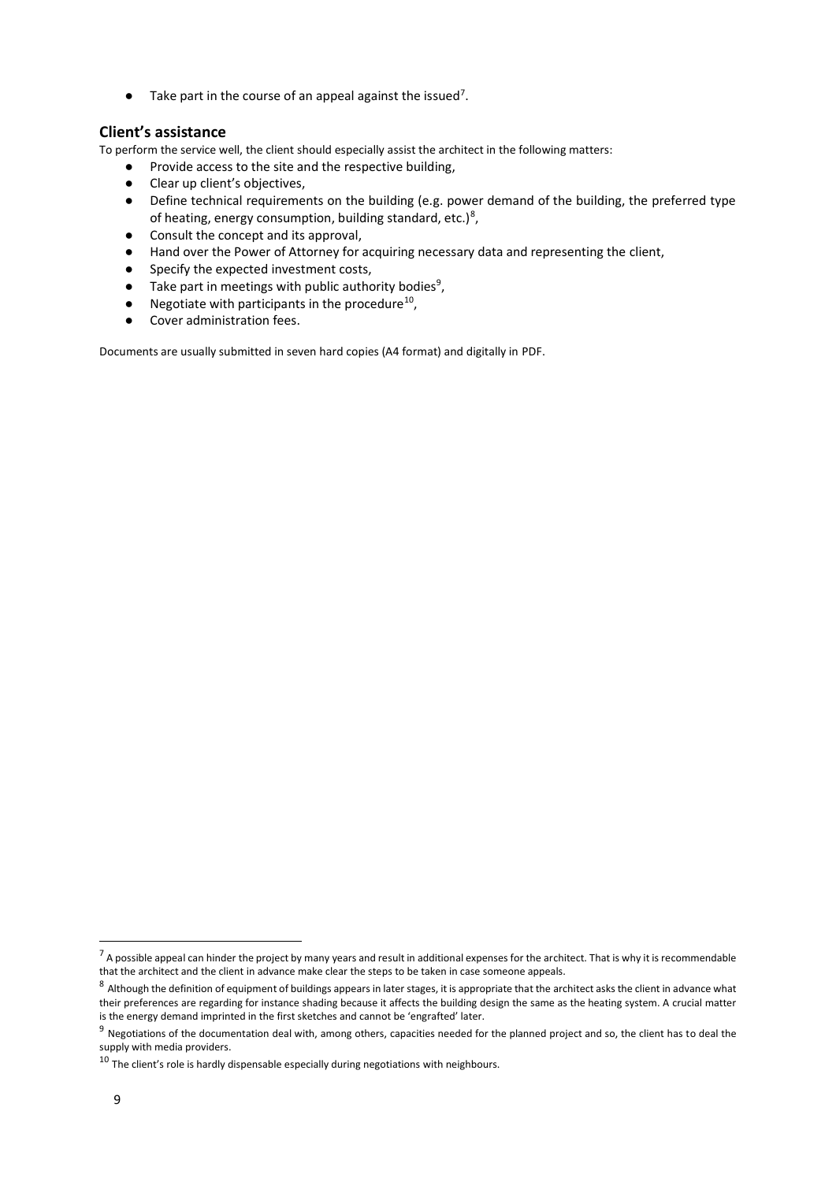- Take part in the course of an appeal against the issued[7].

## Client's assistance

To perform the service well, the client should especially assist the architect in the following matters:

- Provide access to the site and the respective building,
- Clear up client's objectives,
- Define technical requirements on the building (e.g. power demand of the building, the preferred type of heating, energy consumption, building standard, etc.)[8],
- Consult the concept and its approval,
- Hand over the Power of Attorney for acquiring necessary data and representing the client,
- Specify the expected investment costs,
- Take part in meetings with public authority bodies[9],
- Negotiate with participants in the procedure[10],
- Cover administration fees.

Documents are usually submitted in seven hard copies (A4 format) and digitally in PDF.

---

[7] A possible appeal can hinder the project by many years and result in additional expenses for the architect. That is why it is recommendable that the architect and the client in advance make clear the steps to be taken in case someone appeals.

[8] Although the definition of equipment of buildings appears in later stages, it is appropriate that the architect asks the client in advance what their preferences are regarding for instance shading because it affects the building design the same as the heating system. A crucial matter is the energy demand imprinted in the first sketches and cannot be 'engrafted' later.

[9] Negotiations of the documentation deal with, among others, capacities needed for the planned project and so, the client has to deal the supply with media providers.

[10] The client's role is hardly dispensable especially during negotiations with neighbours.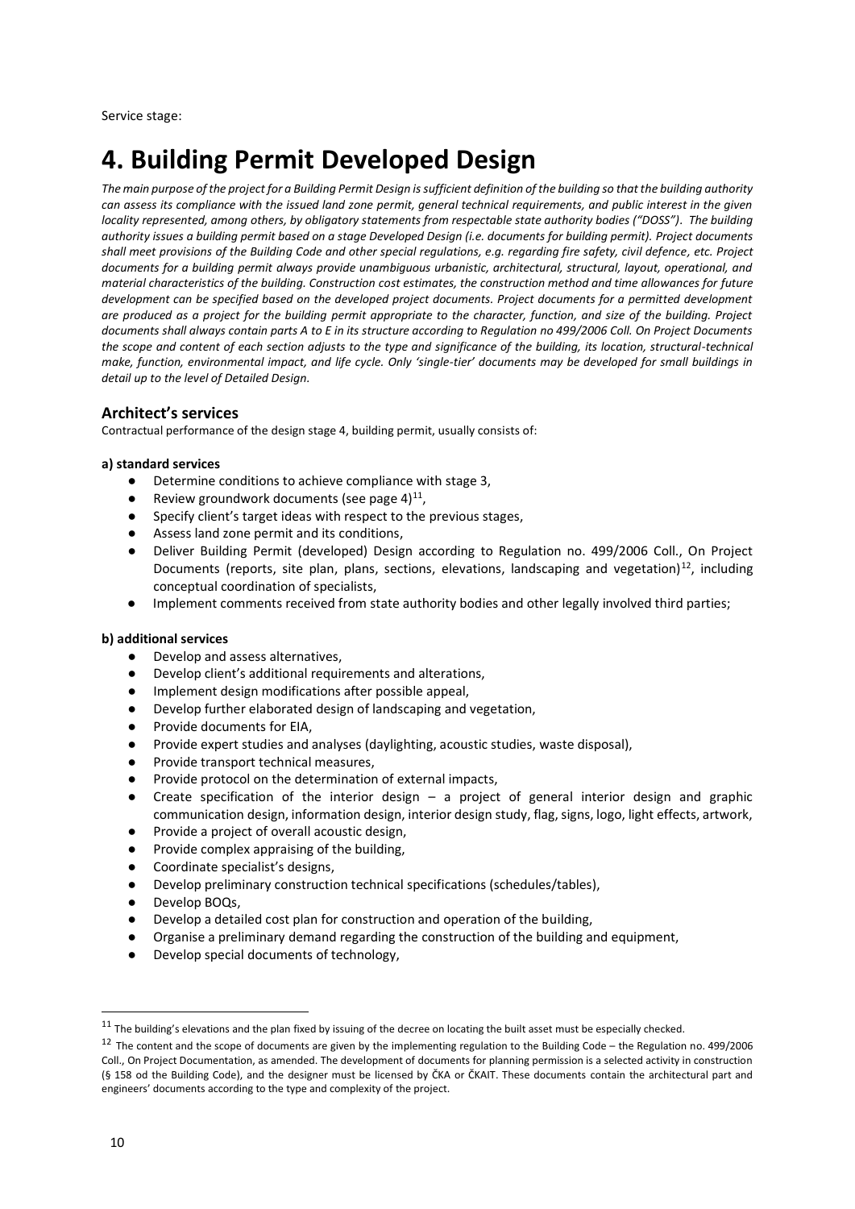Service stage:

# 4. Building Permit Developed Design

*The main purpose of the project for a Building Permit Design is sufficient definition of the building so that the building authority can assess its compliance with the issued land zone permit, general technical requirements, and public interest in the given locality represented, among others, by obligatory statements from respectable state authority bodies ("DOSS"). The building authority issues a building permit based on a stage Developed Design (i.e. documents for building permit). Project documents shall meet provisions of the Building Code and other special regulations, e.g. regarding fire safety, civil defence, etc. Project documents for a building permit always provide unambiguous urbanistic, architectural, structural, layout, operational, and material characteristics of the building. Construction cost estimates, the construction method and time allowances for future development can be specified based on the developed project documents. Project documents for a permitted development are produced as a project for the building permit appropriate to the character, function, and size of the building. Project documents shall always contain parts A to E in its structure according to Regulation no 499/2006 Coll. On Project Documents the scope and content of each section adjusts to the type and significance of the building, its location, structural-technical make, function, environmental impact, and life cycle. Only 'single-tier' documents may be developed for small buildings in detail up to the level of Detailed Design.*

## Architect's services

Contractual performance of the design stage 4, building permit, usually consists of:

**a) standard services**

- Determine conditions to achieve compliance with stage 3,
- Review groundwork documents (see page 4)[11],
- Specify client's target ideas with respect to the previous stages,
- Assess land zone permit and its conditions,
- Deliver Building Permit (developed) Design according to Regulation no. 499/2006 Coll., On Project Documents (reports, site plan, plans, sections, elevations, landscaping and vegetation)[12], including conceptual coordination of specialists,
- Implement comments received from state authority bodies and other legally involved third parties;

**b) additional services**

- Develop and assess alternatives,
- Develop client's additional requirements and alterations,
- Implement design modifications after possible appeal,
- Develop further elaborated design of landscaping and vegetation,
- Provide documents for EIA,
- Provide expert studies and analyses (daylighting, acoustic studies, waste disposal),
- Provide transport technical measures,
- Provide protocol on the determination of external impacts,
- Create specification of the interior design – a project of general interior design and graphic communication design, information design, interior design study, flag, signs, logo, light effects, artwork,
- Provide a project of overall acoustic design,
- Provide complex appraising of the building,
- Coordinate specialist's designs,
- Develop preliminary construction technical specifications (schedules/tables),
- Develop BOQs,
- Develop a detailed cost plan for construction and operation of the building,
- Organise a preliminary demand regarding the construction of the building and equipment,
- Develop special documents of technology,

[11] The building's elevations and the plan fixed by issuing of the decree on locating the built asset must be especially checked.

[12] The content and the scope of documents are given by the implementing regulation to the Building Code – the Regulation no. 499/2006 Coll., On Project Documentation, as amended. The development of documents for planning permission is a selected activity in construction (§ 158 od the Building Code), and the designer must be licensed by ČKA or ČKAIT. These documents contain the architectural part and engineers' documents according to the type and complexity of the project.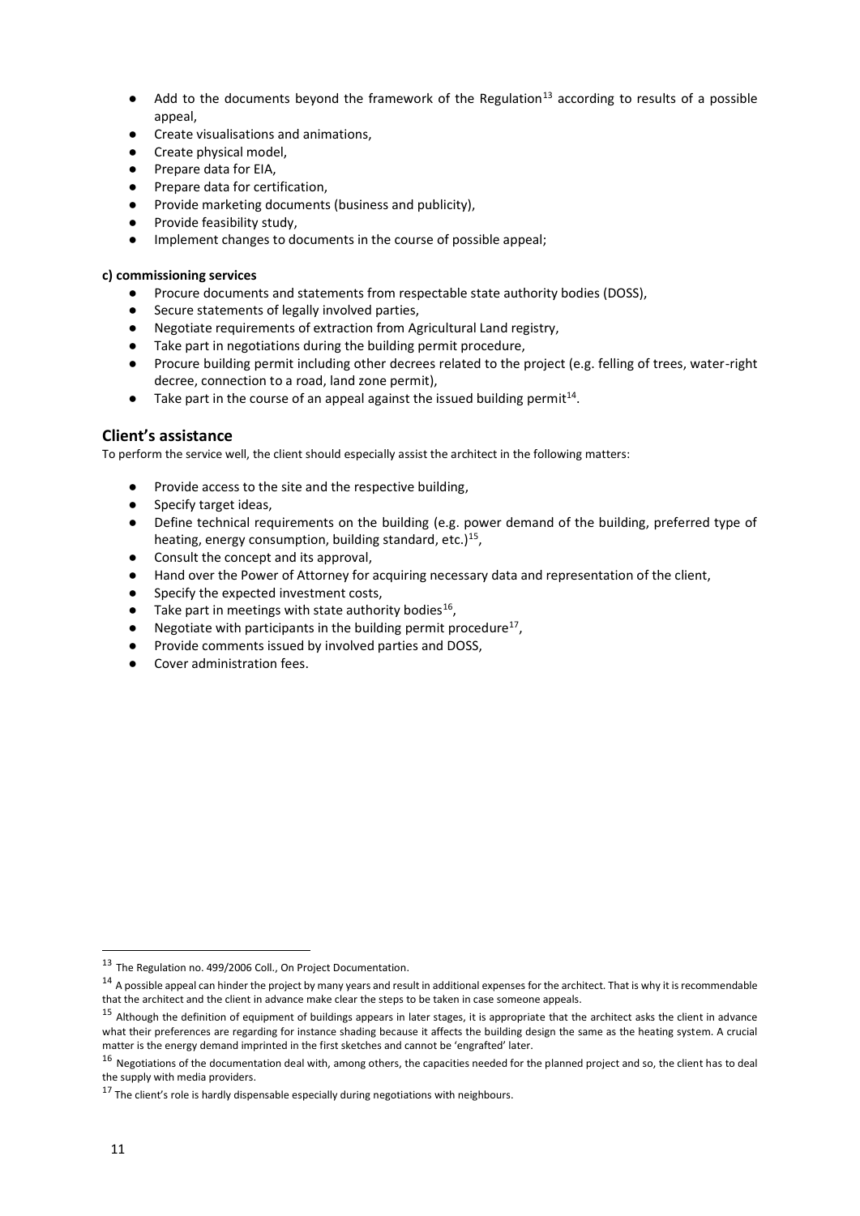- Add to the documents beyond the framework of the Regulation[13] according to results of a possible appeal,
- Create visualisations and animations,
- Create physical model,
- Prepare data for EIA,
- Prepare data for certification,
- Provide marketing documents (business and publicity),
- Provide feasibility study,
- Implement changes to documents in the course of possible appeal;

**c) commissioning services**

- Procure documents and statements from respectable state authority bodies (DOSS),
- Secure statements of legally involved parties,
- Negotiate requirements of extraction from Agricultural Land registry,
- Take part in negotiations during the building permit procedure,
- Procure building permit including other decrees related to the project (e.g. felling of trees, water-right decree, connection to a road, land zone permit),
- Take part in the course of an appeal against the issued building permit[14].

## Client's assistance

To perform the service well, the client should especially assist the architect in the following matters:

- Provide access to the site and the respective building,
- Specify target ideas,
- Define technical requirements on the building (e.g. power demand of the building, preferred type of heating, energy consumption, building standard, etc.)[15],
- Consult the concept and its approval,
- Hand over the Power of Attorney for acquiring necessary data and representation of the client,
- Specify the expected investment costs,
- Take part in meetings with state authority bodies[16],
- Negotiate with participants in the building permit procedure[17],
- Provide comments issued by involved parties and DOSS,
- Cover administration fees.

---

[13] The Regulation no. 499/2006 Coll., On Project Documentation.

[14] A possible appeal can hinder the project by many years and result in additional expenses for the architect. That is why it is recommendable that the architect and the client in advance make clear the steps to be taken in case someone appeals.

[15] Although the definition of equipment of buildings appears in later stages, it is appropriate that the architect asks the client in advance what their preferences are regarding for instance shading because it affects the building design the same as the heating system. A crucial matter is the energy demand imprinted in the first sketches and cannot be 'engrafted' later.

[16] Negotiations of the documentation deal with, among others, the capacities needed for the planned project and so, the client has to deal the supply with media providers.

[17] The client's role is hardly dispensable especially during negotiations with neighbours.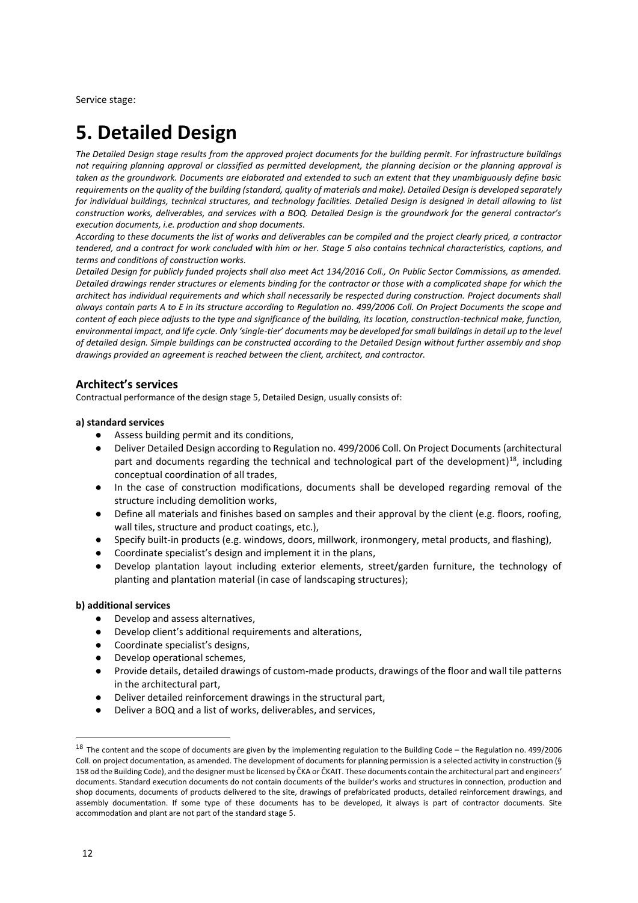Service stage:

# 5. Detailed Design

*The Detailed Design stage results from the approved project documents for the building permit. For infrastructure buildings not requiring planning approval or classified as permitted development, the planning decision or the planning approval is taken as the groundwork. Documents are elaborated and extended to such an extent that they unambiguously define basic requirements on the quality of the building (standard, quality of materials and make). Detailed Design is developed separately for individual buildings, technical structures, and technology facilities. Detailed Design is designed in detail allowing to list construction works, deliverables, and services with a BOQ. Detailed Design is the groundwork for the general contractor's execution documents, i.e. production and shop documents.*

*According to these documents the list of works and deliverables can be compiled and the project clearly priced, a contractor tendered, and a contract for work concluded with him or her. Stage 5 also contains technical characteristics, captions, and terms and conditions of construction works.*

*Detailed Design for publicly funded projects shall also meet Act 134/2016 Coll., On Public Sector Commissions, as amended. Detailed drawings render structures or elements binding for the contractor or those with a complicated shape for which the architect has individual requirements and which shall necessarily be respected during construction. Project documents shall always contain parts A to E in its structure according to Regulation no. 499/2006 Coll. On Project Documents the scope and content of each piece adjusts to the type and significance of the building, its location, construction-technical make, function, environmental impact, and life cycle. Only 'single-tier' documents may be developed for small buildings in detail up to the level of detailed design. Simple buildings can be constructed according to the Detailed Design without further assembly and shop drawings provided an agreement is reached between the client, architect, and contractor.*

## Architect's services

Contractual performance of the design stage 5, Detailed Design, usually consists of:

**a) standard services**

- Assess building permit and its conditions,
- Deliver Detailed Design according to Regulation no. 499/2006 Coll. On Project Documents (architectural part and documents regarding the technical and technological part of the development)[18], including conceptual coordination of all trades,
- In the case of construction modifications, documents shall be developed regarding removal of the structure including demolition works,
- Define all materials and finishes based on samples and their approval by the client (e.g. floors, roofing, wall tiles, structure and product coatings, etc.),
- Specify built-in products (e.g. windows, doors, millwork, ironmongery, metal products, and flashing),
- Coordinate specialist's design and implement it in the plans,
- Develop plantation layout including exterior elements, street/garden furniture, the technology of planting and plantation material (in case of landscaping structures);

**b) additional services**

- Develop and assess alternatives,
- Develop client's additional requirements and alterations,
- Coordinate specialist's designs,
- Develop operational schemes,
- Provide details, detailed drawings of custom-made products, drawings of the floor and wall tile patterns in the architectural part,
- Deliver detailed reinforcement drawings in the structural part,
- Deliver a BOQ and a list of works, deliverables, and services,

[18] The content and the scope of documents are given by the implementing regulation to the Building Code – the Regulation no. 499/2006 Coll. on project documentation, as amended. The development of documents for planning permission is a selected activity in construction (§ 158 od the Building Code), and the designer must be licensed by ČKA or ČKAIT. These documents contain the architectural part and engineers' documents. Standard execution documents do not contain documents of the builder's works and structures in connection, production and shop documents, documents of products delivered to the site, drawings of prefabricated products, detailed reinforcement drawings, and assembly documentation. If some type of these documents has to be developed, it always is part of contractor documents. Site accommodation and plant are not part of the standard stage 5.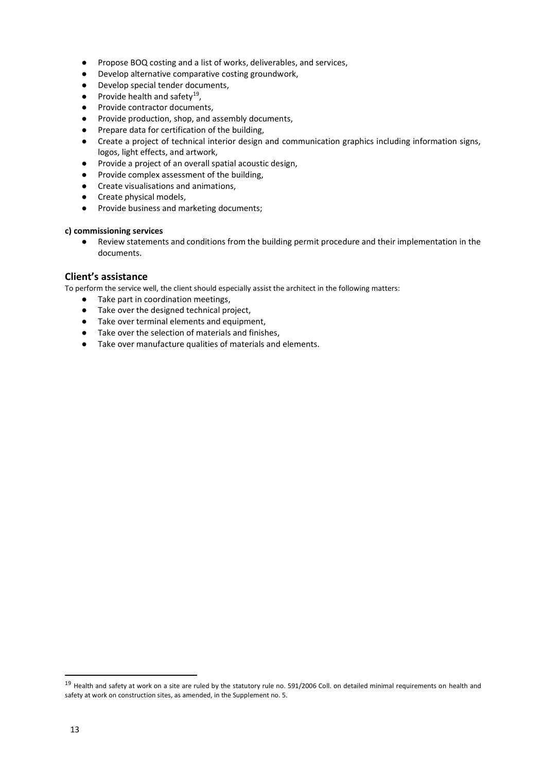- Propose BOQ costing and a list of works, deliverables, and services,
- Develop alternative comparative costing groundwork,
- Develop special tender documents,
- Provide health and safety[19],
- Provide contractor documents,
- Provide production, shop, and assembly documents,
- Prepare data for certification of the building,
- Create a project of technical interior design and communication graphics including information signs, logos, light effects, and artwork,
- Provide a project of an overall spatial acoustic design,
- Provide complex assessment of the building,
- Create visualisations and animations,
- Create physical models,
- Provide business and marketing documents;

**c) commissioning services**

- Review statements and conditions from the building permit procedure and their implementation in the documents.

## Client's assistance

To perform the service well, the client should especially assist the architect in the following matters:

- Take part in coordination meetings,
- Take over the designed technical project,
- Take over terminal elements and equipment,
- Take over the selection of materials and finishes,
- Take over manufacture qualities of materials and elements.

---

[19] Health and safety at work on a site are ruled by the statutory rule no. 591/2006 Coll. on detailed minimal requirements on health and safety at work on construction sites, as amended, in the Supplement no. 5.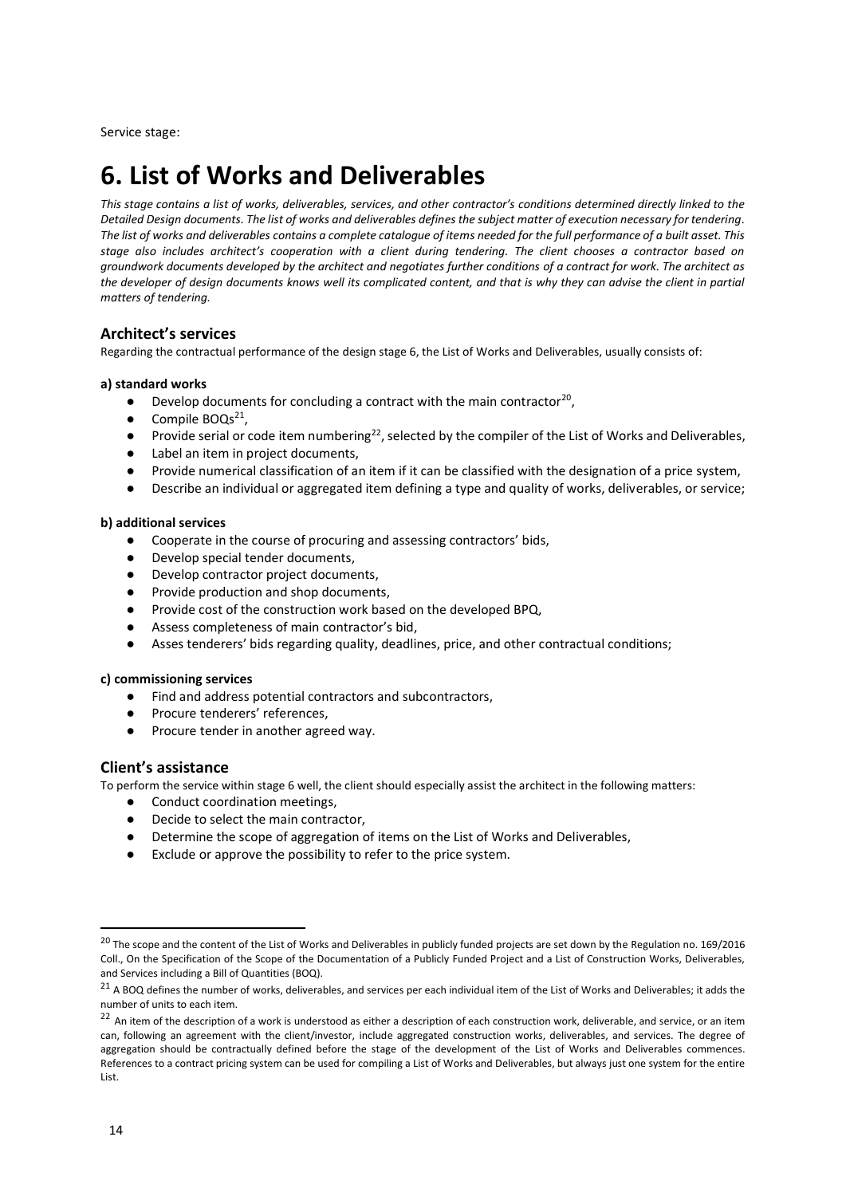Service stage:

# 6. List of Works and Deliverables

*This stage contains a list of works, deliverables, services, and other contractor's conditions determined directly linked to the Detailed Design documents. The list of works and deliverables defines the subject matter of execution necessary for tendering. The list of works and deliverables contains a complete catalogue of items needed for the full performance of a built asset. This stage also includes architect's cooperation with a client during tendering. The client chooses a contractor based on groundwork documents developed by the architect and negotiates further conditions of a contract for work. The architect as the developer of design documents knows well its complicated content, and that is why they can advise the client in partial matters of tendering.*

## Architect's services

Regarding the contractual performance of the design stage 6, the List of Works and Deliverables, usually consists of:

**a) standard works**

- Develop documents for concluding a contract with the main contractor[20],
- Compile BOQs[21],
- Provide serial or code item numbering[22], selected by the compiler of the List of Works and Deliverables,
- Label an item in project documents,
- Provide numerical classification of an item if it can be classified with the designation of a price system,
- Describe an individual or aggregated item defining a type and quality of works, deliverables, or service;

**b) additional services**

- Cooperate in the course of procuring and assessing contractors' bids,
- Develop special tender documents,
- Develop contractor project documents,
- Provide production and shop documents,
- Provide cost of the construction work based on the developed BPQ,
- Assess completeness of main contractor's bid,
- Asses tenderers' bids regarding quality, deadlines, price, and other contractual conditions;

**c) commissioning services**

- Find and address potential contractors and subcontractors,
- Procure tenderers' references,
- Procure tender in another agreed way.

## Client's assistance

To perform the service within stage 6 well, the client should especially assist the architect in the following matters:

- Conduct coordination meetings,
- Decide to select the main contractor,
- Determine the scope of aggregation of items on the List of Works and Deliverables,
- Exclude or approve the possibility to refer to the price system.

---

[20] The scope and the content of the List of Works and Deliverables in publicly funded projects are set down by the Regulation no. 169/2016 Coll., On the Specification of the Scope of the Documentation of a Publicly Funded Project and a List of Construction Works, Deliverables, and Services including a Bill of Quantities (BOQ).

[21] A BOQ defines the number of works, deliverables, and services per each individual item of the List of Works and Deliverables; it adds the number of units to each item.

[22] An item of the description of a work is understood as either a description of each construction work, deliverable, and service, or an item can, following an agreement with the client/investor, include aggregated construction works, deliverables, and services. The degree of aggregation should be contractually defined before the stage of the development of the List of Works and Deliverables commences. References to a contract pricing system can be used for compiling a List of Works and Deliverables, but always just one system for the entire List.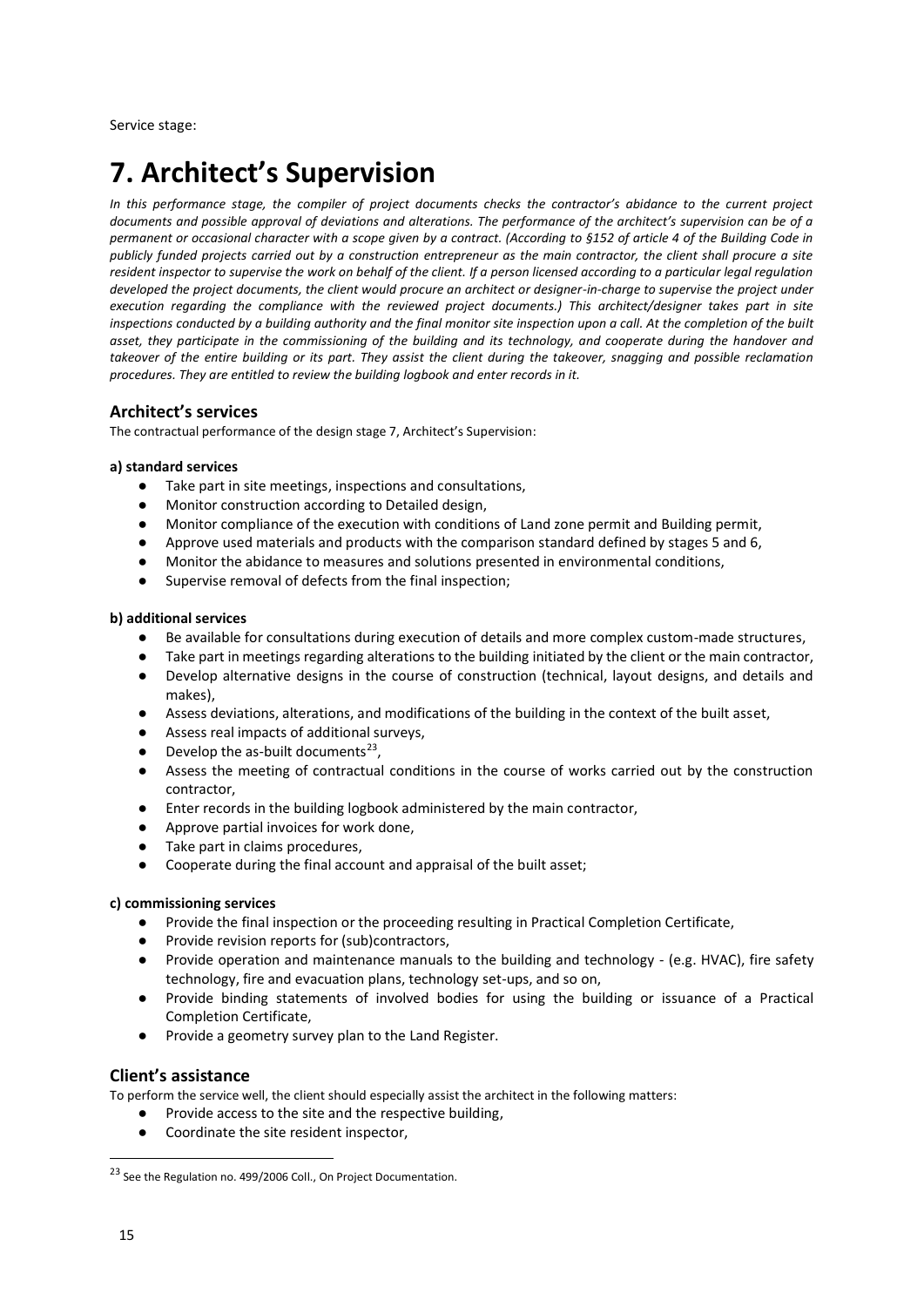Service stage:

# 7. Architect's Supervision

*In this performance stage, the compiler of project documents checks the contractor's abidance to the current project documents and possible approval of deviations and alterations. The performance of the architect's supervision can be of a permanent or occasional character with a scope given by a contract. (According to §152 of article 4 of the Building Code in publicly funded projects carried out by a construction entrepreneur as the main contractor, the client shall procure a site resident inspector to supervise the work on behalf of the client. If a person licensed according to a particular legal regulation developed the project documents, the client would procure an architect or designer-in-charge to supervise the project under execution regarding the compliance with the reviewed project documents.) This architect/designer takes part in site inspections conducted by a building authority and the final monitor site inspection upon a call. At the completion of the built asset, they participate in the commissioning of the building and its technology, and cooperate during the handover and takeover of the entire building or its part. They assist the client during the takeover, snagging and possible reclamation procedures. They are entitled to review the building logbook and enter records in it.*

## Architect's services

The contractual performance of the design stage 7, Architect's Supervision:

**a) standard services**

- Take part in site meetings, inspections and consultations,
- Monitor construction according to Detailed design,
- Monitor compliance of the execution with conditions of Land zone permit and Building permit,
- Approve used materials and products with the comparison standard defined by stages 5 and 6,
- Monitor the abidance to measures and solutions presented in environmental conditions,
- Supervise removal of defects from the final inspection;

**b) additional services**

- Be available for consultations during execution of details and more complex custom-made structures,
- Take part in meetings regarding alterations to the building initiated by the client or the main contractor,
- Develop alternative designs in the course of construction (technical, layout designs, and details and makes),
- Assess deviations, alterations, and modifications of the building in the context of the built asset,
- Assess real impacts of additional surveys,
- Develop the as-built documents[23],
- Assess the meeting of contractual conditions in the course of works carried out by the construction contractor,
- Enter records in the building logbook administered by the main contractor,
- Approve partial invoices for work done,
- Take part in claims procedures,
- Cooperate during the final account and appraisal of the built asset;

**c) commissioning services**

- Provide the final inspection or the proceeding resulting in Practical Completion Certificate,
- Provide revision reports for (sub)contractors,
- Provide operation and maintenance manuals to the building and technology - (e.g. HVAC), fire safety technology, fire and evacuation plans, technology set-ups, and so on,
- Provide binding statements of involved bodies for using the building or issuance of a Practical Completion Certificate,
- Provide a geometry survey plan to the Land Register.

## Client's assistance

To perform the service well, the client should especially assist the architect in the following matters:

- Provide access to the site and the respective building,
- Coordinate the site resident inspector,

[23] See the Regulation no. 499/2006 Coll., On Project Documentation.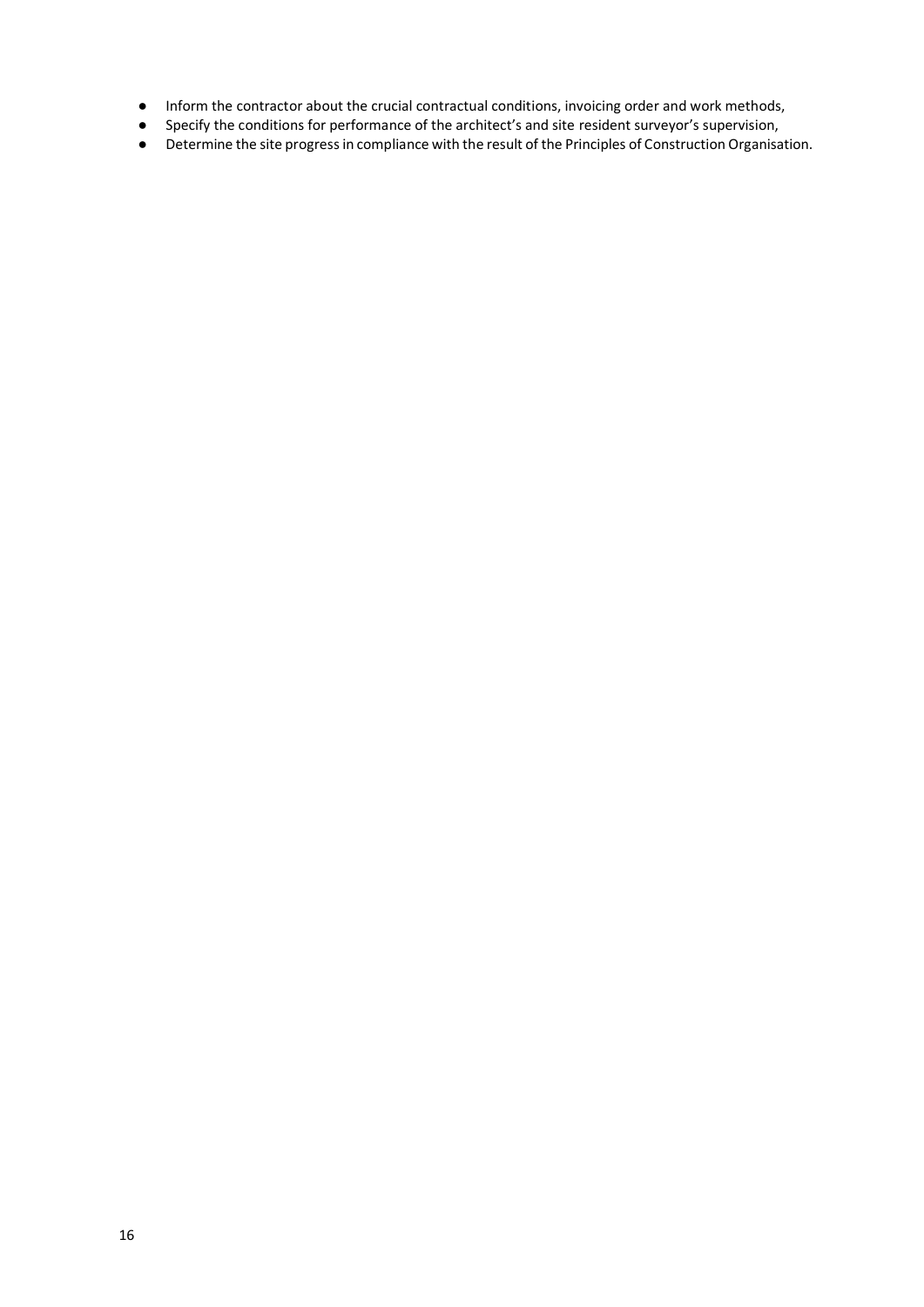- Inform the contractor about the crucial contractual conditions, invoicing order and work methods,
- Specify the conditions for performance of the architect's and site resident surveyor's supervision,
- Determine the site progress in compliance with the result of the Principles of Construction Organisation.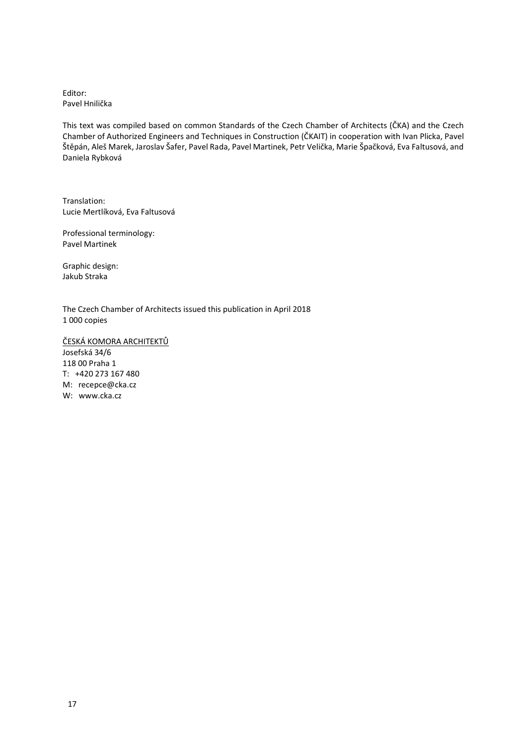Editor:
Pavel Hnilička

This text was compiled based on common Standards of the Czech Chamber of Architects (ČKA) and the Czech Chamber of Authorized Engineers and Techniques in Construction (ČKAIT) in cooperation with Ivan Plicka, Pavel Štěpán, Aleš Marek, Jaroslav Šafer, Pavel Rada, Pavel Martinek, Petr Velička, Marie Špačková, Eva Faltusová, and Daniela Rybková

Translation:
Lucie Mertlíková, Eva Faltusová

Professional terminology:
Pavel Martinek

Graphic design:
Jakub Straka

The Czech Chamber of Architects issued this publication in April 2018
1 000 copies

ČESKÁ KOMORA ARCHITEKTŮ
Josefská 34/6
118 00 Praha 1
T: +420 273 167 480
M: recepce@cka.cz
W: www.cka.cz